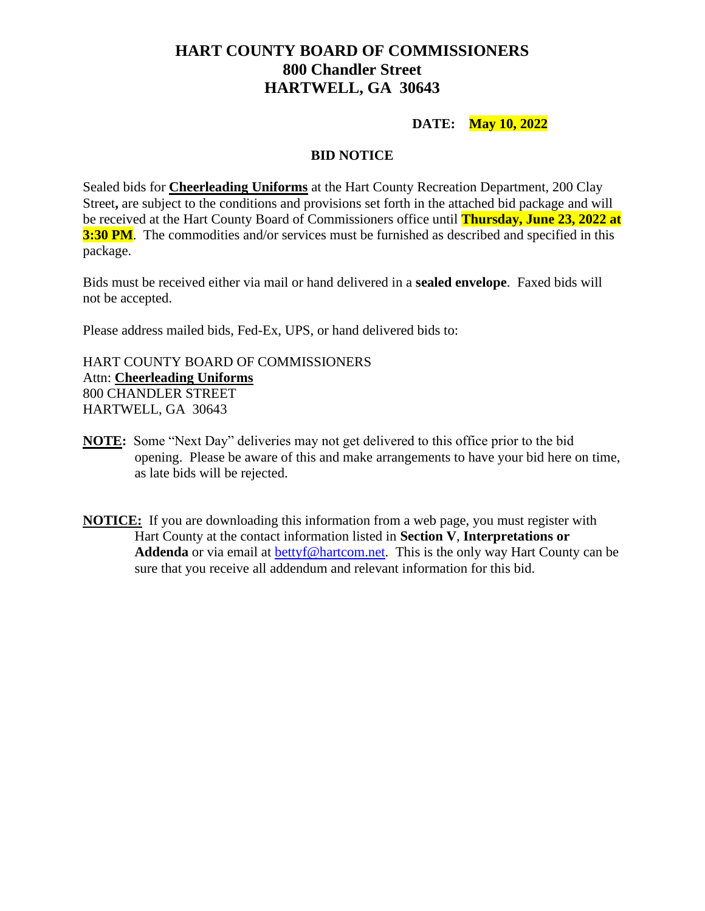# HART COUNTY BOARD OF COMMISSIONERS
## 800 Chandler Street
## HARTWELL, GA 30643

**DATE: May 10, 2022**

**BID NOTICE**

Sealed bids for **Cheerleading Uniforms** at the Hart County Recreation Department, 200 Clay Street**,** are subject to the conditions and provisions set forth in the attached bid package and will be received at the Hart County Board of Commissioners office until **Thursday, June 23, 2022 at 3:30 PM**. The commodities and/or services must be furnished as described and specified in this package.

Bids must be received either via mail or hand delivered in a **sealed envelope**. Faxed bids will not be accepted.

Please address mailed bids, Fed-Ex, UPS, or hand delivered bids to:

HART COUNTY BOARD OF COMMISSIONERS
Attn: **Cheerleading Uniforms**
800 CHANDLER STREET
HARTWELL, GA 30643

**NOTE:** Some "Next Day" deliveries may not get delivered to this office prior to the bid opening. Please be aware of this and make arrangements to have your bid here on time, as late bids will be rejected.

**NOTICE:** If you are downloading this information from a web page, you must register with Hart County at the contact information listed in **Section V**, **Interpretations or Addenda** or via email at bettyf@hartcom.net. This is the only way Hart County can be sure that you receive all addendum and relevant information for this bid.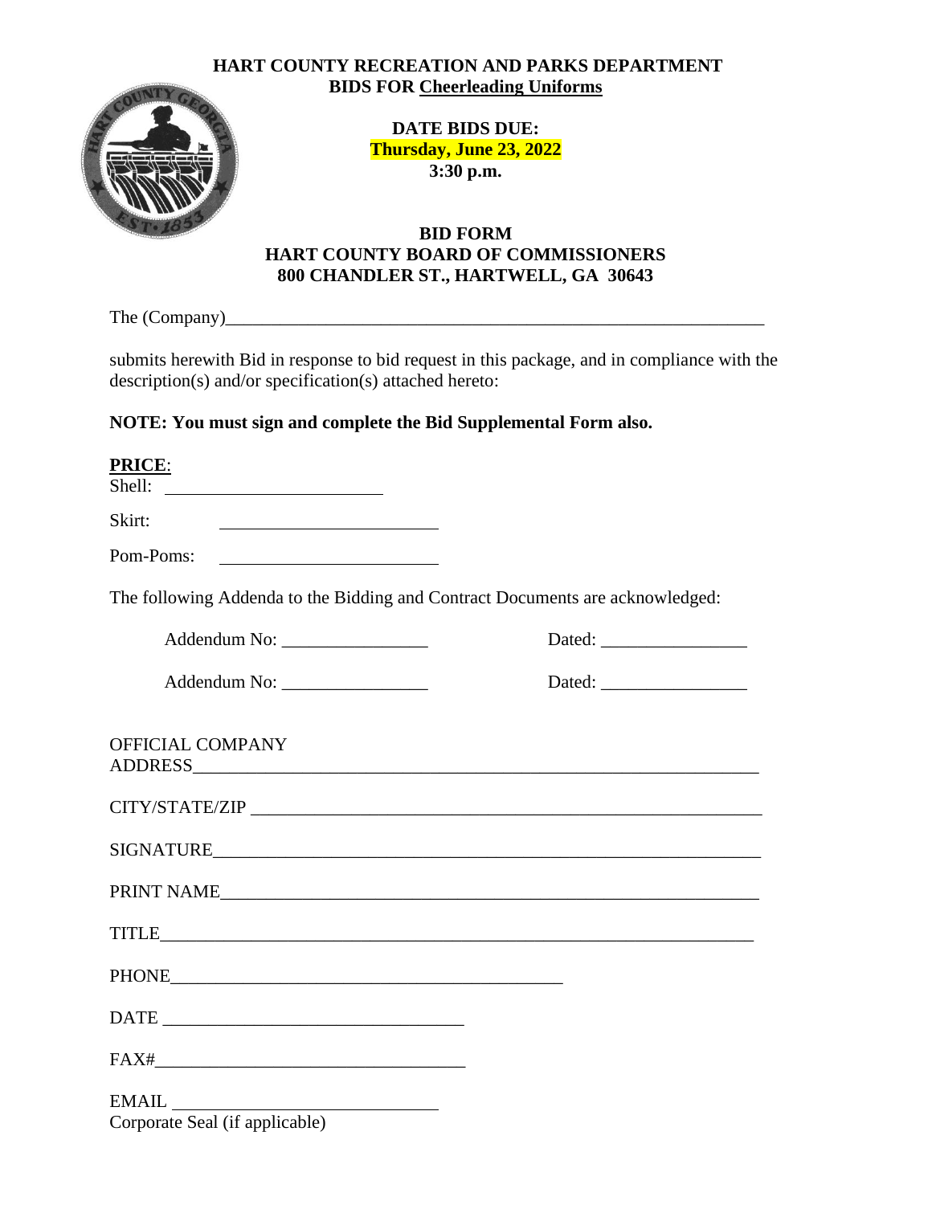**HART COUNTY RECREATION AND PARKS DEPARTMENT**
**BIDS FOR Cheerleading Uniforms**

**DATE BIDS DUE:**
**Thursday, June 23, 2022**
**3:30 p.m.**

**BID FORM**
**HART COUNTY BOARD OF COMMISSIONERS**
**800 CHANDLER ST., HARTWELL, GA 30643**

The (Company)_______________________________________________________________

submits herewith Bid in response to bid request in this package, and in compliance with the description(s) and/or specification(s) attached hereto:

**NOTE: You must sign and complete the Bid Supplemental Form also.**

**PRICE**:
Shell: ________________________

Skirt: ________________________

Pom-Poms: ________________________

The following Addenda to the Bidding and Contract Documents are acknowledged:

Addendum No: ________________ Dated: ________________

Addendum No: ________________ Dated: ________________

OFFICIAL COMPANY
ADDRESS_______________________________________________________________

CITY/STATE/ZIP ________________________________________________________

SIGNATURE____________________________________________________________

PRINT NAME___________________________________________________________

TITLE_________________________________________________________________

PHONE____________________________________________

DATE __________________________________

FAX#__________________________________

EMAIL ______________________________
Corporate Seal (if applicable)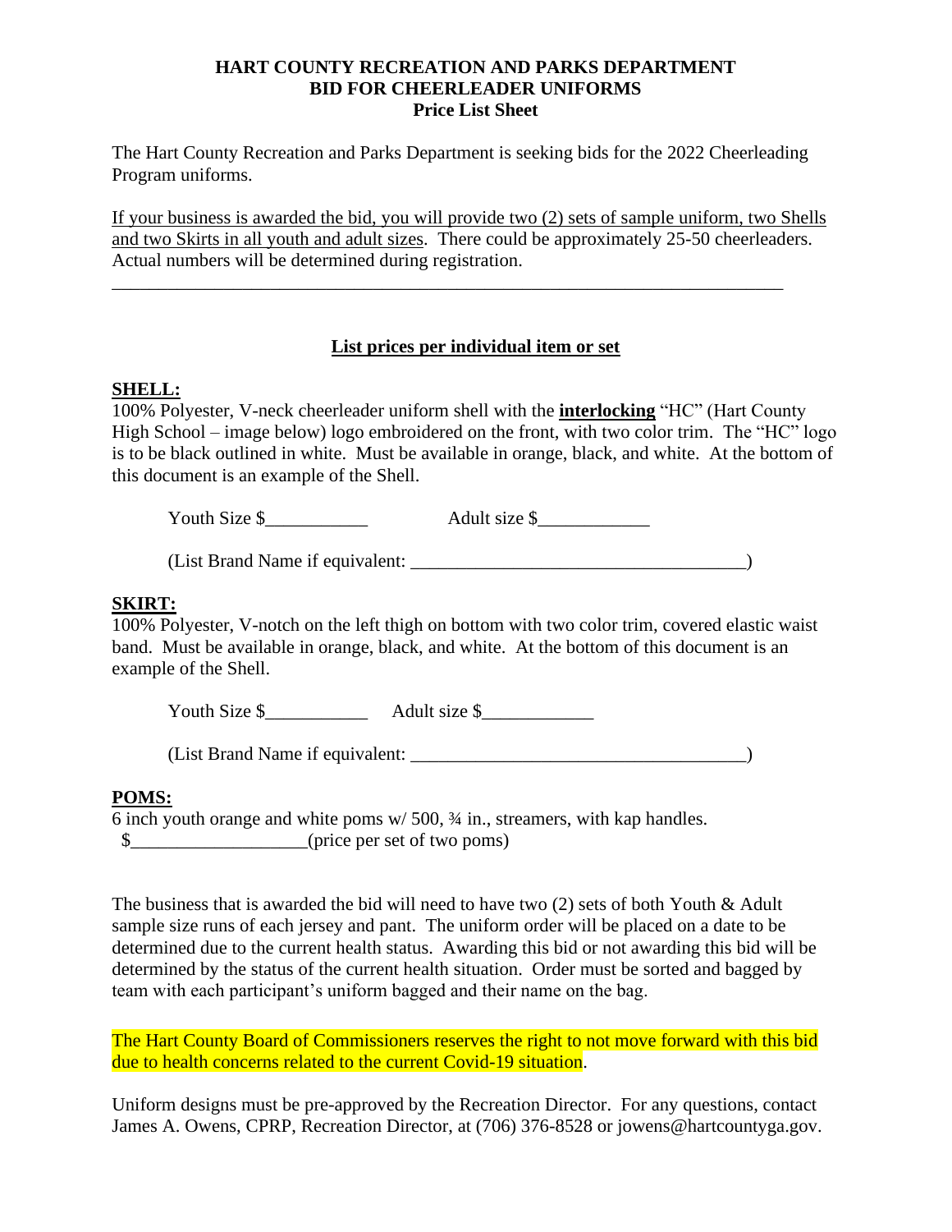# HART COUNTY RECREATION AND PARKS DEPARTMENT
## BID FOR CHEERLEADER UNIFORMS
### Price List Sheet

The Hart County Recreation and Parks Department is seeking bids for the 2022 Cheerleading Program uniforms.

<u>If your business is awarded the bid, you will provide two (2) sets of sample uniform, two Shells and two Skirts in all youth and adult sizes</u>. There could be approximately 25-50 cheerleaders. Actual numbers will be determined during registration.

---

**<u>List prices per individual item or set</u>**

**<u>SHELL:</u>**
100% Polyester, V-neck cheerleader uniform shell with the **<u>interlocking</u>** "HC" (Hart County High School – image below) logo embroidered on the front, with two color trim. The "HC" logo is to be black outlined in white. Must be available in orange, black, and white. At the bottom of this document is an example of the Shell.

Youth Size $___________ Adult size $____________

(List Brand Name if equivalent: ____________________________________)

**<u>SKIRT:</u>**
100% Polyester, V-notch on the left thigh on bottom with two color trim, covered elastic waist band. Must be available in orange, black, and white. At the bottom of this document is an example of the Shell.

Youth Size $___________ Adult size $____________

(List Brand Name if equivalent: ____________________________________)

**<u>POMS:</u>**
6 inch youth orange and white poms w/ 500, ¾ in., streamers, with kap handles.
$___________________(price per set of two poms)

The business that is awarded the bid will need to have two (2) sets of both Youth & Adult sample size runs of each jersey and pant. The uniform order will be placed on a date to be determined due to the current health status. Awarding this bid or not awarding this bid will be determined by the status of the current health situation. Order must be sorted and bagged by team with each participant's uniform bagged and their name on the bag.

The Hart County Board of Commissioners reserves the right to not move forward with this bid due to health concerns related to the current Covid-19 situation.

Uniform designs must be pre-approved by the Recreation Director. For any questions, contact James A. Owens, CPRP, Recreation Director, at (706) 376-8528 or jowens@hartcountyga.gov.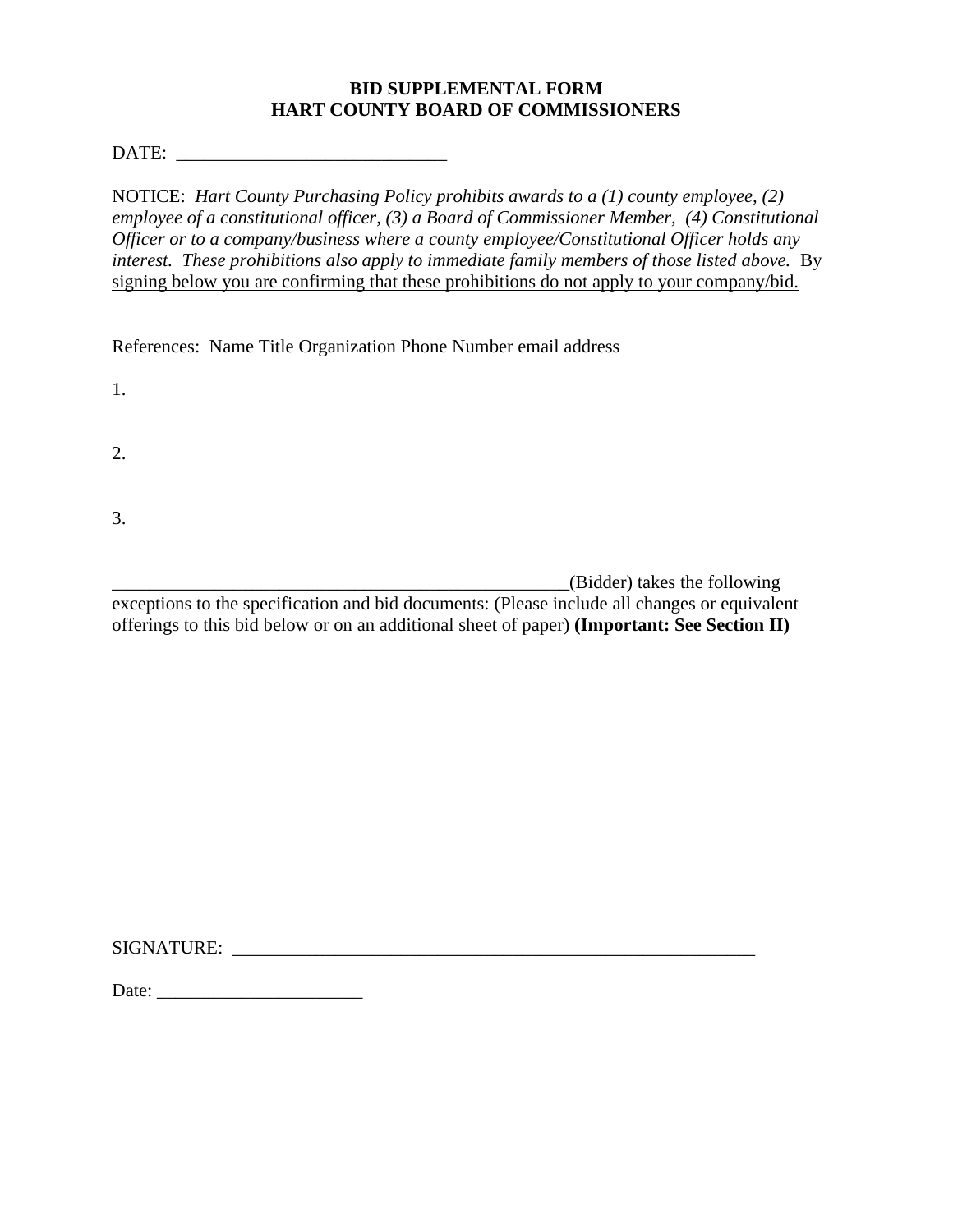**BID SUPPLEMENTAL FORM**
**HART COUNTY BOARD OF COMMISSIONERS**

DATE: ____________________________

NOTICE: *Hart County Purchasing Policy prohibits awards to a (1) county employee, (2) employee of a constitutional officer, (3) a Board of Commissioner Member, (4) Constitutional Officer or to a company/business where a county employee/Constitutional Officer holds any interest. These prohibitions also apply to immediate family members of those listed above.* <u>By signing below you are confirming that these prohibitions do not apply to your company/bid.</u>

References: Name Title Organization Phone Number email address

1.

2.

3.

__________________________________________________(Bidder) takes the following exceptions to the specification and bid documents: (Please include all changes or equivalent offerings to this bid below or on an additional sheet of paper) **(Important: See Section II)**

SIGNATURE: _________________________________________________________

Date: ______________________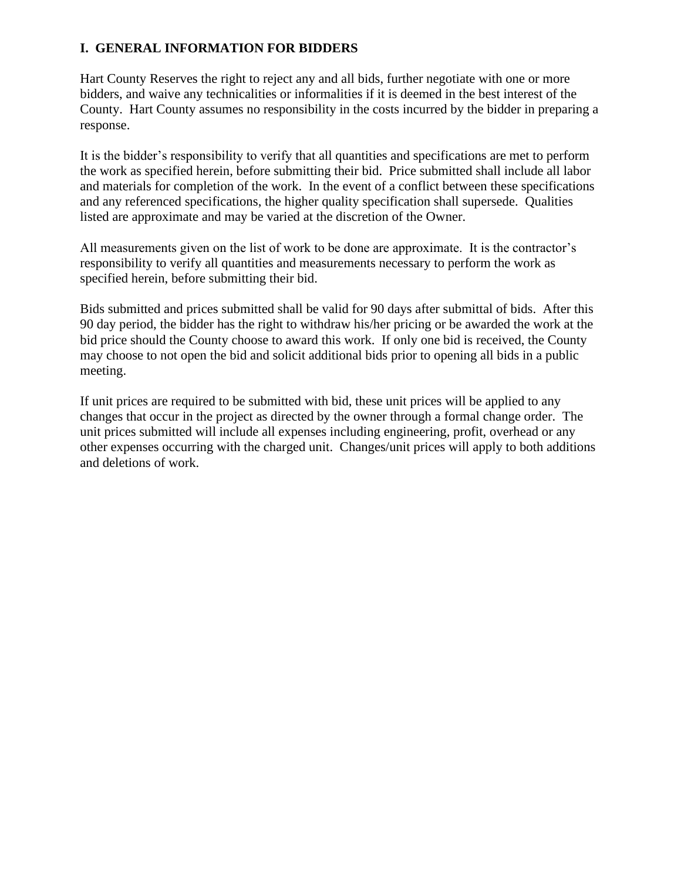## I. GENERAL INFORMATION FOR BIDDERS

Hart County Reserves the right to reject any and all bids, further negotiate with one or more bidders, and waive any technicalities or informalities if it is deemed in the best interest of the County. Hart County assumes no responsibility in the costs incurred by the bidder in preparing a response.

It is the bidder's responsibility to verify that all quantities and specifications are met to perform the work as specified herein, before submitting their bid. Price submitted shall include all labor and materials for completion of the work. In the event of a conflict between these specifications and any referenced specifications, the higher quality specification shall supersede. Qualities listed are approximate and may be varied at the discretion of the Owner.

All measurements given on the list of work to be done are approximate. It is the contractor's responsibility to verify all quantities and measurements necessary to perform the work as specified herein, before submitting their bid.

Bids submitted and prices submitted shall be valid for 90 days after submittal of bids. After this 90 day period, the bidder has the right to withdraw his/her pricing or be awarded the work at the bid price should the County choose to award this work. If only one bid is received, the County may choose to not open the bid and solicit additional bids prior to opening all bids in a public meeting.

If unit prices are required to be submitted with bid, these unit prices will be applied to any changes that occur in the project as directed by the owner through a formal change order. The unit prices submitted will include all expenses including engineering, profit, overhead or any other expenses occurring with the charged unit. Changes/unit prices will apply to both additions and deletions of work.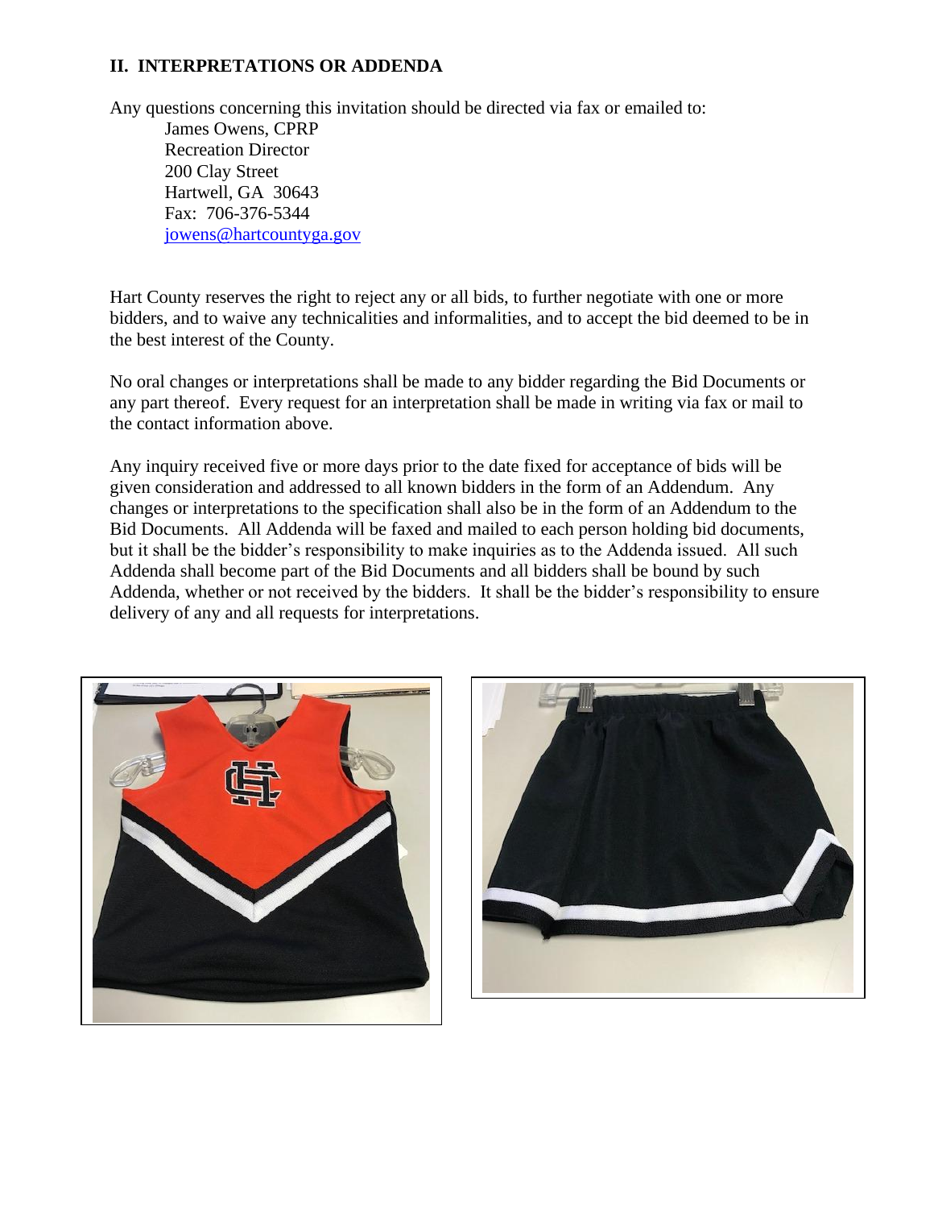## II. INTERPRETATIONS OR ADDENDA

Any questions concerning this invitation should be directed via fax or emailed to:

James Owens, CPRP
Recreation Director
200 Clay Street
Hartwell, GA 30643
Fax: 706-376-5344
jowens@hartcountyga.gov

Hart County reserves the right to reject any or all bids, to further negotiate with one or more bidders, and to waive any technicalities and informalities, and to accept the bid deemed to be in the best interest of the County.

No oral changes or interpretations shall be made to any bidder regarding the Bid Documents or any part thereof. Every request for an interpretation shall be made in writing via fax or mail to the contact information above.

Any inquiry received five or more days prior to the date fixed for acceptance of bids will be given consideration and addressed to all known bidders in the form of an Addendum. Any changes or interpretations to the specification shall also be in the form of an Addendum to the Bid Documents. All Addenda will be faxed and mailed to each person holding bid documents, but it shall be the bidder's responsibility to make inquiries as to the Addenda issued. All such Addenda shall become part of the Bid Documents and all bidders shall be bound by such Addenda, whether or not received by the bidders. It shall be the bidder's responsibility to ensure delivery of any and all requests for interpretations.